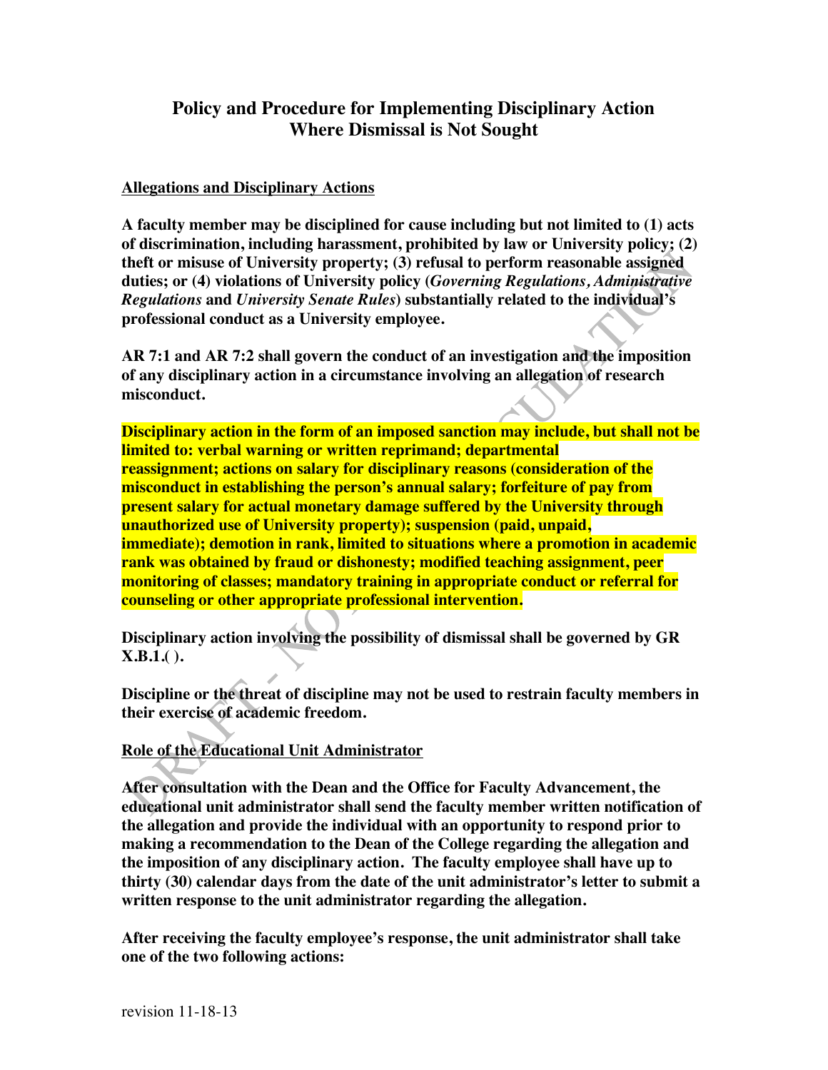# Policy and Procedure for Implementing Disciplinary Action Where Dismissal is Not Sought

**Allegations and Disciplinary Actions**

**A faculty member may be disciplined for cause including but not limited to (1) acts of discrimination, including harassment, prohibited by law or University policy; (2) theft or misuse of University property; (3) refusal to perform reasonable assigned duties; or (4) violations of University policy (*Governing Regulations, Administrative Regulations* and *University Senate Rules*) substantially related to the individual's professional conduct as a University employee.**

**AR 7:1 and AR 7:2 shall govern the conduct of an investigation and the imposition of any disciplinary action in a circumstance involving an allegation of research misconduct.**

**Disciplinary action in the form of an imposed sanction may include, but shall not be limited to: verbal warning or written reprimand; departmental reassignment; actions on salary for disciplinary reasons (consideration of the misconduct in establishing the person's annual salary; forfeiture of pay from present salary for actual monetary damage suffered by the University through unauthorized use of University property); suspension (paid, unpaid, immediate); demotion in rank, limited to situations where a promotion in academic rank was obtained by fraud or dishonesty; modified teaching assignment, peer monitoring of classes; mandatory training in appropriate conduct or referral for counseling or other appropriate professional intervention.**

**Disciplinary action involving the possibility of dismissal shall be governed by GR X.B.1.( ).**

**Discipline or the threat of discipline may not be used to restrain faculty members in their exercise of academic freedom.**

**Role of the Educational Unit Administrator**

**After consultation with the Dean and the Office for Faculty Advancement, the educational unit administrator shall send the faculty member written notification of the allegation and provide the individual with an opportunity to respond prior to making a recommendation to the Dean of the College regarding the allegation and the imposition of any disciplinary action. The faculty employee shall have up to thirty (30) calendar days from the date of the unit administrator's letter to submit a written response to the unit administrator regarding the allegation.**

**After receiving the faculty employee's response, the unit administrator shall take one of the two following actions:**

revision 11-18-13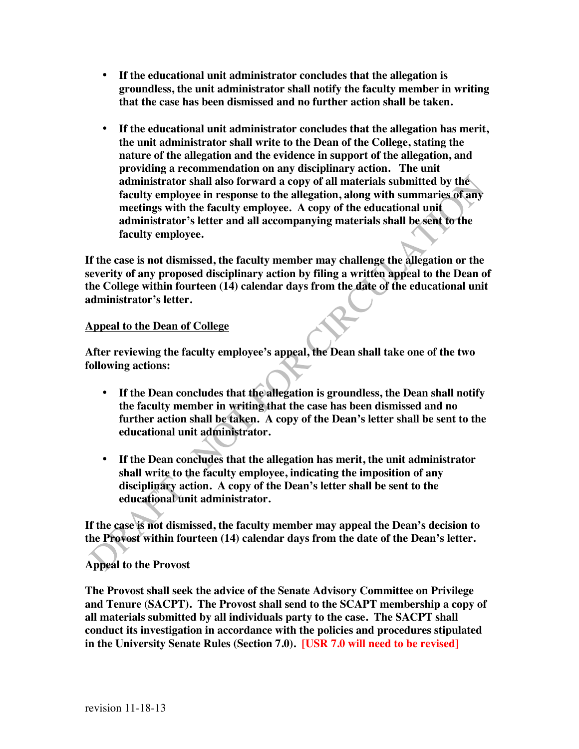- **If the educational unit administrator concludes that the allegation is groundless, the unit administrator shall notify the faculty member in writing that the case has been dismissed and no further action shall be taken.**

- **If the educational unit administrator concludes that the allegation has merit, the unit administrator shall write to the Dean of the College, stating the nature of the allegation and the evidence in support of the allegation, and providing a recommendation on any disciplinary action. The unit administrator shall also forward a copy of all materials submitted by the faculty employee in response to the allegation, along with summaries of any meetings with the faculty employee. A copy of the educational unit administrator's letter and all accompanying materials shall be sent to the faculty employee.**

**If the case is not dismissed, the faculty member may challenge the allegation or the severity of any proposed disciplinary action by filing a written appeal to the Dean of the College within fourteen (14) calendar days from the date of the educational unit administrator's letter.**

**<u>Appeal to the Dean of College</u>**

**After reviewing the faculty employee's appeal, the Dean shall take one of the two following actions:**

- **If the Dean concludes that the allegation is groundless, the Dean shall notify the faculty member in writing that the case has been dismissed and no further action shall be taken. A copy of the Dean's letter shall be sent to the educational unit administrator.**

- **If the Dean concludes that the allegation has merit, the unit administrator shall write to the faculty employee, indicating the imposition of any disciplinary action. A copy of the Dean's letter shall be sent to the educational unit administrator.**

**If the case is not dismissed, the faculty member may appeal the Dean's decision to the Provost within fourteen (14) calendar days from the date of the Dean's letter.**

**<u>Appeal to the Provost</u>**

**The Provost shall seek the advice of the Senate Advisory Committee on Privilege and Tenure (SACPT). The Provost shall send to the SCAPT membership a copy of all materials submitted by all individuals party to the case. The SACPT shall conduct its investigation in accordance with the policies and procedures stipulated in the University Senate Rules (Section 7.0). [USR 7.0 will need to be revised]**

revision 11-18-13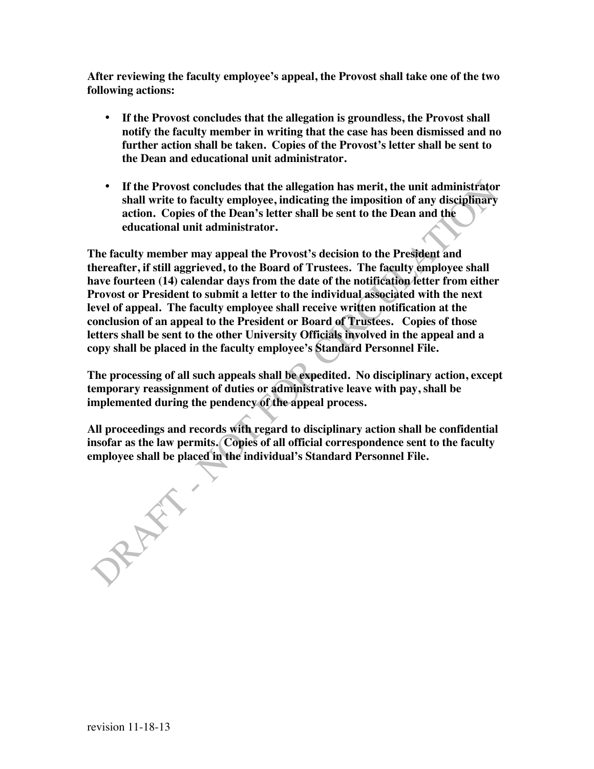**After reviewing the faculty employee's appeal, the Provost shall take one of the two following actions:**

- **If the Provost concludes that the allegation is groundless, the Provost shall notify the faculty member in writing that the case has been dismissed and no further action shall be taken. Copies of the Provost's letter shall be sent to the Dean and educational unit administrator.**

- **If the Provost concludes that the allegation has merit, the unit administrator shall write to faculty employee, indicating the imposition of any disciplinary action. Copies of the Dean's letter shall be sent to the Dean and the educational unit administrator.**

**The faculty member may appeal the Provost's decision to the President and thereafter, if still aggrieved, to the Board of Trustees. The faculty employee shall have fourteen (14) calendar days from the date of the notification letter from either Provost or President to submit a letter to the individual associated with the next level of appeal. The faculty employee shall receive written notification at the conclusion of an appeal to the President or Board of Trustees. Copies of those letters shall be sent to the other University Officials involved in the appeal and a copy shall be placed in the faculty employee's Standard Personnel File.**

**The processing of all such appeals shall be expedited. No disciplinary action, except temporary reassignment of duties or administrative leave with pay, shall be implemented during the pendency of the appeal process.**

**All proceedings and records with regard to disciplinary action shall be confidential insofar as the law permits. Copies of all official correspondence sent to the faculty employee shall be placed in the individual's Standard Personnel File.**

revision 11-18-13